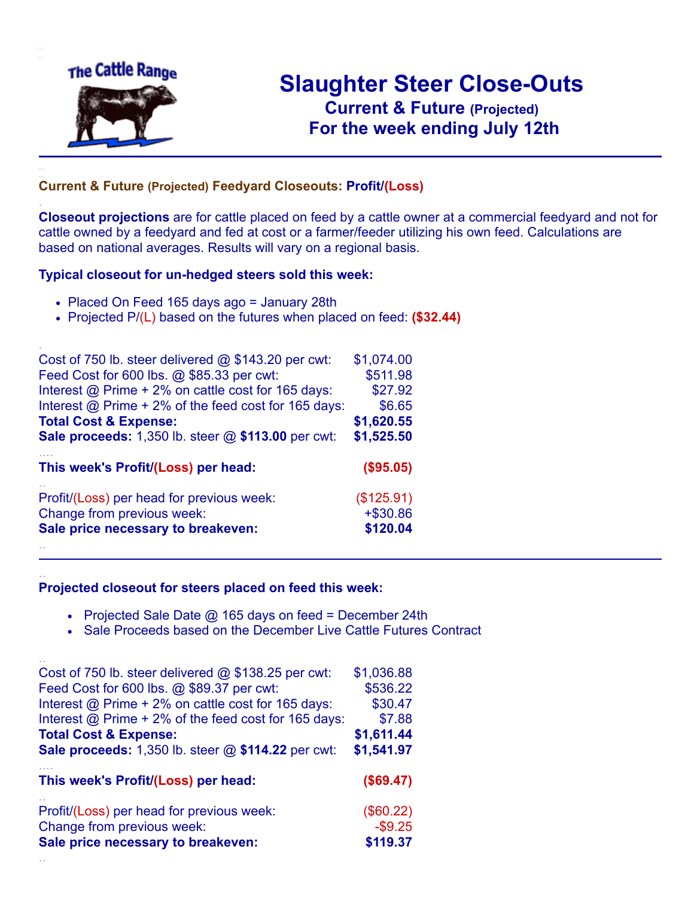The Cattle Range

# Slaughter Steer Close-Outs

### Current & Future (Projected)

### For the week ending July 12th

---

**Current & Future (Projected) Feedyard Closeouts: Profit/(Loss)**

**Closeout projections** are for cattle placed on feed by a cattle owner at a commercial feedyard and not for cattle owned by a feedyard and fed at cost or a farmer/feeder utilizing his own feed. Calculations are based on national averages. Results will vary on a regional basis.

**Typical closeout for un-hedged steers sold this week:**

- Placed On Feed 165 days ago = January 28th
- Projected P/(L) based on the futures when placed on feed: **($32.44)**

| | |
|---|---|
| Cost of 750 lb. steer delivered @ $143.20 per cwt: | $1,074.00 |
| Feed Cost for 600 lbs. @ $85.33 per cwt: | $511.98 |
| Interest @ Prime + 2% on cattle cost for 165 days: | $27.92 |
| Interest @ Prime + 2% of the feed cost for 165 days: | $6.65 |
| **Total Cost & Expense:** | **$1,620.55** |
| **Sale proceeds:** 1,350 lb. steer @ **$113.00** per cwt: | **$1,525.50** |
| **This week's Profit/(Loss) per head:** | **($95.05)** |
| Profit/(Loss) per head for previous week: | ($125.91) |
| Change from previous week: | +$30.86 |
| **Sale price necessary to breakeven:** | **$120.04** |

---

**Projected closeout for steers placed on feed this week:**

- Projected Sale Date @ 165 days on feed = December 24th
- Sale Proceeds based on the December Live Cattle Futures Contract

| | |
|---|---|
| Cost of 750 lb. steer delivered @ $138.25 per cwt: | $1,036.88 |
| Feed Cost for 600 lbs. @ $89.37 per cwt: | $536.22 |
| Interest @ Prime + 2% on cattle cost for 165 days: | $30.47 |
| Interest @ Prime + 2% of the feed cost for 165 days: | $7.88 |
| **Total Cost & Expense:** | **$1,611.44** |
| **Sale proceeds:** 1,350 lb. steer @ **$114.22** per cwt: | **$1,541.97** |
| **This week's Profit/(Loss) per head:** | **($69.47)** |
| Profit/(Loss) per head for previous week: | ($60.22) |
| Change from previous week: | -$9.25 |
| **Sale price necessary to breakeven:** | **$119.37** |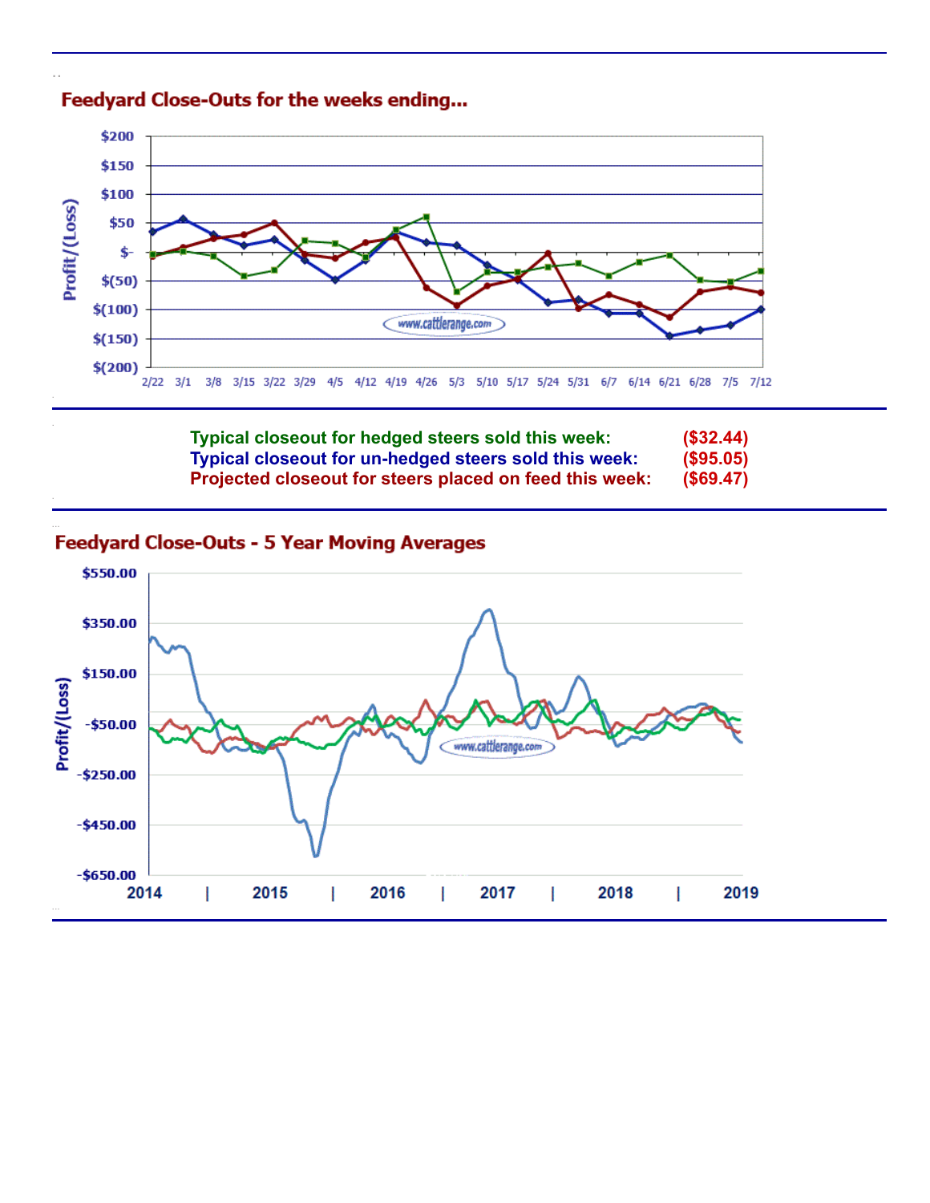## Feedyard Close-Outs for the weeks ending...

Profit/(Loss)

$200
$150
$100
$50
$-
$(50)
$(100)
$(150)
$(200)

2/22 3/1 3/8 3/15 3/22 3/29 4/5 4/12 4/19 4/26 5/3 5/10 5/17 5/24 5/31 6/7 6/14 6/21 6/28 7/5 7/12

www.cattlerange.com

**Typical closeout for hedged steers sold this week: ($32.44)**
**Typical closeout for un-hedged steers sold this week: ($95.05)**
**Projected closeout for steers placed on feed this week: ($69.47)**

## Feedyard Close-Outs - 5 Year Moving Averages

Profit/(Loss)

$550.00
$350.00
$150.00
-$50.00
-$250.00
-$450.00
-$650.00

2014 | 2015 | 2016 | 2017 | 2018 | 2019

www.cattlerange.com